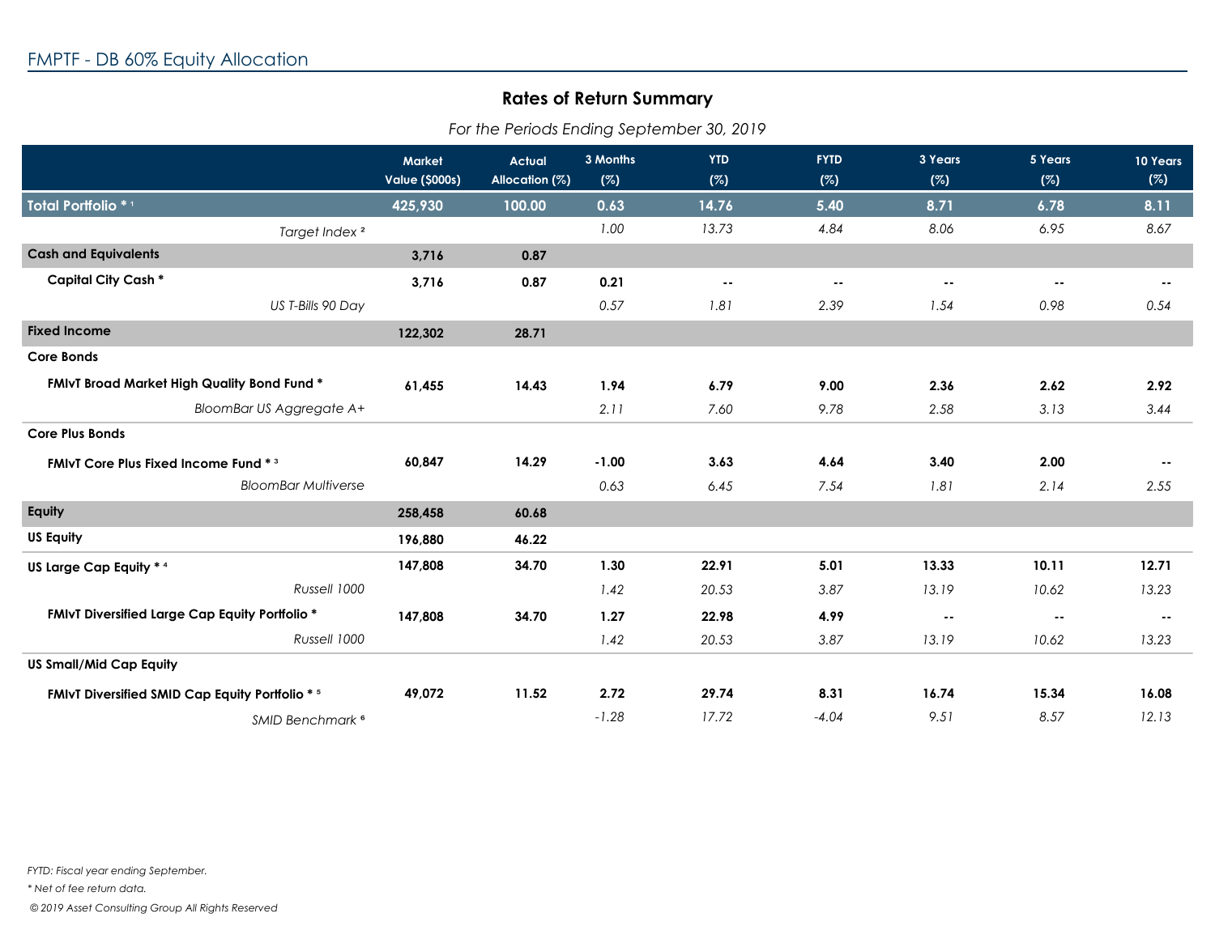# FMPTF - DB 60% Equity Allocation

## Rates of Return Summary

*For the Periods Ending September 30, 2019*

| | Market Value ($000s) | Actual Allocation (%) | 3 Months (%) | YTD (%) | FYTD (%) | 3 Years (%) | 5 Years (%) | 10 Years (%) |
|---|---|---|---|---|---|---|---|---|
| **Total Portfolio * [1]** | **425,930** | **100.00** | **0.63** | **14.76** | **5.40** | **8.71** | **6.78** | **8.11** |
| *Target Index [2]* | | | *1.00* | *13.73* | *4.84* | *8.06* | *6.95* | *8.67* |
| **Cash and Equivalents** | **3,716** | **0.87** | | | | | | |
| **Capital City Cash *** | **3,716** | **0.87** | **0.21** | **--** | **--** | **--** | **--** | **--** |
| *US T-Bills 90 Day* | | | *0.57* | *1.81* | *2.39* | *1.54* | *0.98* | *0.54* |
| **Fixed Income** | **122,302** | **28.71** | | | | | | |
| **Core Bonds** | | | | | | | | |
| **FMIvT Broad Market High Quality Bond Fund *** | **61,455** | **14.43** | **1.94** | **6.79** | **9.00** | **2.36** | **2.62** | **2.92** |
| *BloomBar US Aggregate A+* | | | *2.11* | *7.60* | *9.78* | *2.58* | *3.13* | *3.44* |
| **Core Plus Bonds** | | | | | | | | |
| **FMIvT Core Plus Fixed Income Fund * [3]** | **60,847** | **14.29** | **-1.00** | **3.63** | **4.64** | **3.40** | **2.00** | **--** |
| *BloomBar Multiverse* | | | *0.63* | *6.45* | *7.54* | *1.81* | *2.14* | *2.55* |
| **Equity** | **258,458** | **60.68** | | | | | | |
| **US Equity** | **196,880** | **46.22** | | | | | | |
| **US Large Cap Equity * [4]** | **147,808** | **34.70** | **1.30** | **22.91** | **5.01** | **13.33** | **10.11** | **12.71** |
| *Russell 1000* | | | *1.42* | *20.53* | *3.87* | *13.19* | *10.62* | *13.23* |
| **FMIvT Diversified Large Cap Equity Portfolio *** | **147,808** | **34.70** | **1.27** | **22.98** | **4.99** | **--** | **--** | **--** |
| *Russell 1000* | | | *1.42* | *20.53* | *3.87* | *13.19* | *10.62* | *13.23* |
| **US Small/Mid Cap Equity** | | | | | | | | |
| **FMIvT Diversified SMID Cap Equity Portfolio * [5]** | **49,072** | **11.52** | **2.72** | **29.74** | **8.31** | **16.74** | **15.34** | **16.08** |
| *SMID Benchmark [6]* | | | *-1.28* | *17.72* | *-4.04* | *9.51* | *8.57* | *12.13* |

*FYTD: Fiscal year ending September.*

** Net of fee return data.*

*© 2019 Asset Consulting Group All Rights Reserved*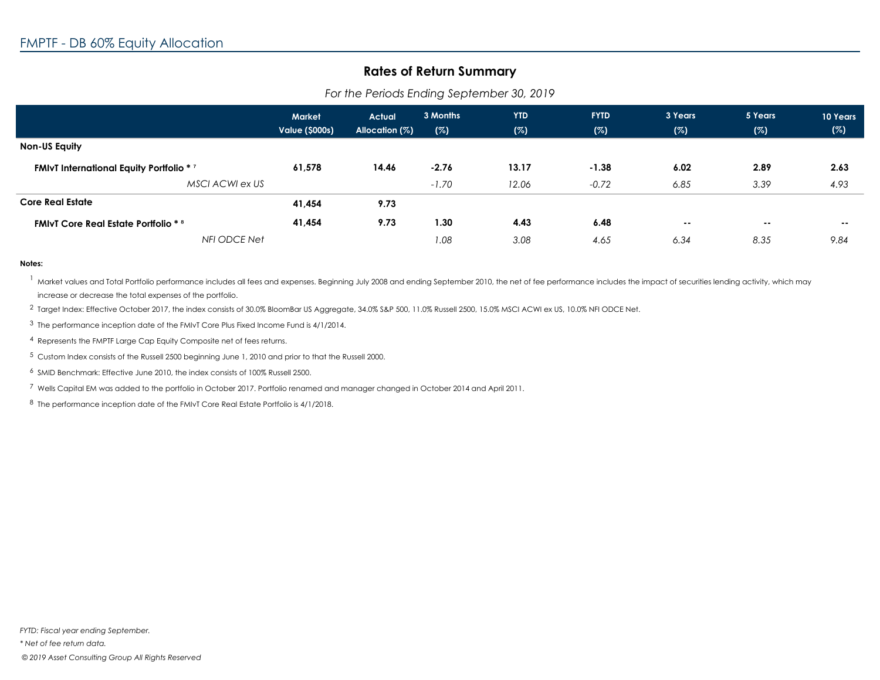# FMPTF - DB 60% Equity Allocation

## Rates of Return Summary

*For the Periods Ending September 30, 2019*

| | Market Value ($000s) | Actual Allocation (%) | 3 Months (%) | YTD (%) | FYTD (%) | 3 Years (%) | 5 Years (%) | 10 Years (%) |
|---|---|---|---|---|---|---|---|---|
| **Non-US Equity** | | | | | | | | |
| **FMIvT International Equity Portfolio * 7** | **61,578** | **14.46** | **-2.76** | **13.17** | **-1.38** | **6.02** | **2.89** | **2.63** |
| *MSCI ACWI ex US* | | | *-1.70* | *12.06* | *-0.72* | *6.85* | *3.39* | *4.93* |
| **Core Real Estate** | **41,454** | **9.73** | | | | | | |
| **FMIvT Core Real Estate Portfolio * 8** | **41,454** | **9.73** | **1.30** | **4.43** | **6.48** | **--** | **--** | **--** |
| *NFI ODCE Net* | | | *1.08* | *3.08* | *4.65* | *6.34* | *8.35* | *9.84* |

**Notes:**

[1] Market values and Total Portfolio performance includes all fees and expenses. Beginning July 2008 and ending September 2010, the net of fee performance includes the impact of securities lending activity, which may increase or decrease the total expenses of the portfolio.

[2] Target Index: Effective October 2017, the index consists of 30.0% BloomBar US Aggregate, 34.0% S&P 500, 11.0% Russell 2500, 15.0% MSCI ACWI ex US, 10.0% NFI ODCE Net.

[3] The performance inception date of the FMIvT Core Plus Fixed Income Fund is 4/1/2014.

[4] Represents the FMPTF Large Cap Equity Composite net of fees returns.

[5] Custom Index consists of the Russell 2500 beginning June 1, 2010 and prior to that the Russell 2000.

[6] SMID Benchmark: Effective June 2010, the index consists of 100% Russell 2500.

[7] Wells Capital EM was added to the portfolio in October 2017. Portfolio renamed and manager changed in October 2014 and April 2011.

[8] The performance inception date of the FMIvT Core Real Estate Portfolio is 4/1/2018.

*FYTD: Fiscal year ending September.*

*\* Net of fee return data.*

*© 2019 Asset Consulting Group All Rights Reserved*